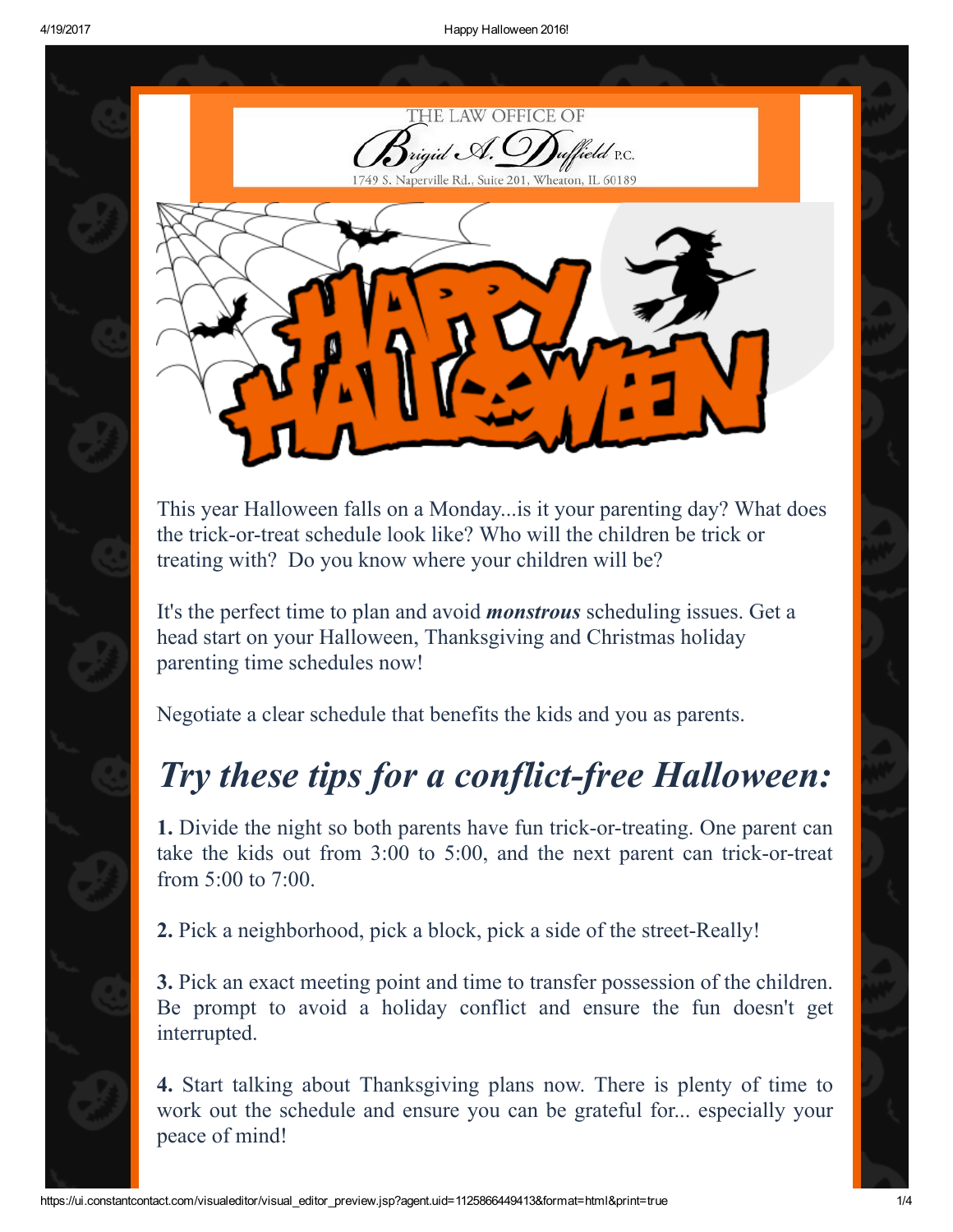THE LAW OFFICE OF

Brigid A. Duffield P.C.

1749 S. Naperville Rd., Suite 201, Wheaton, IL 60189

HAPPY HALLOWEEN

This year Halloween falls on a Monday...is it your parenting day? What does the trick-or-treat schedule look like? Who will the children be trick or treating with? Do you know where your children will be?

It's the perfect time to plan and avoid ***monstrous*** scheduling issues. Get a head start on your Halloween, Thanksgiving and Christmas holiday parenting time schedules now!

Negotiate a clear schedule that benefits the kids and you as parents.

## *Try these tips for a conflict-free Halloween:*

**1.** Divide the night so both parents have fun trick-or-treating. One parent can take the kids out from 3:00 to 5:00, and the next parent can trick-or-treat from 5:00 to 7:00.

**2.** Pick a neighborhood, pick a block, pick a side of the street-Really!

**3.** Pick an exact meeting point and time to transfer possession of the children. Be prompt to avoid a holiday conflict and ensure the fun doesn't get interrupted.

**4.** Start talking about Thanksgiving plans now. There is plenty of time to work out the schedule and ensure you can be grateful for... especially your peace of mind!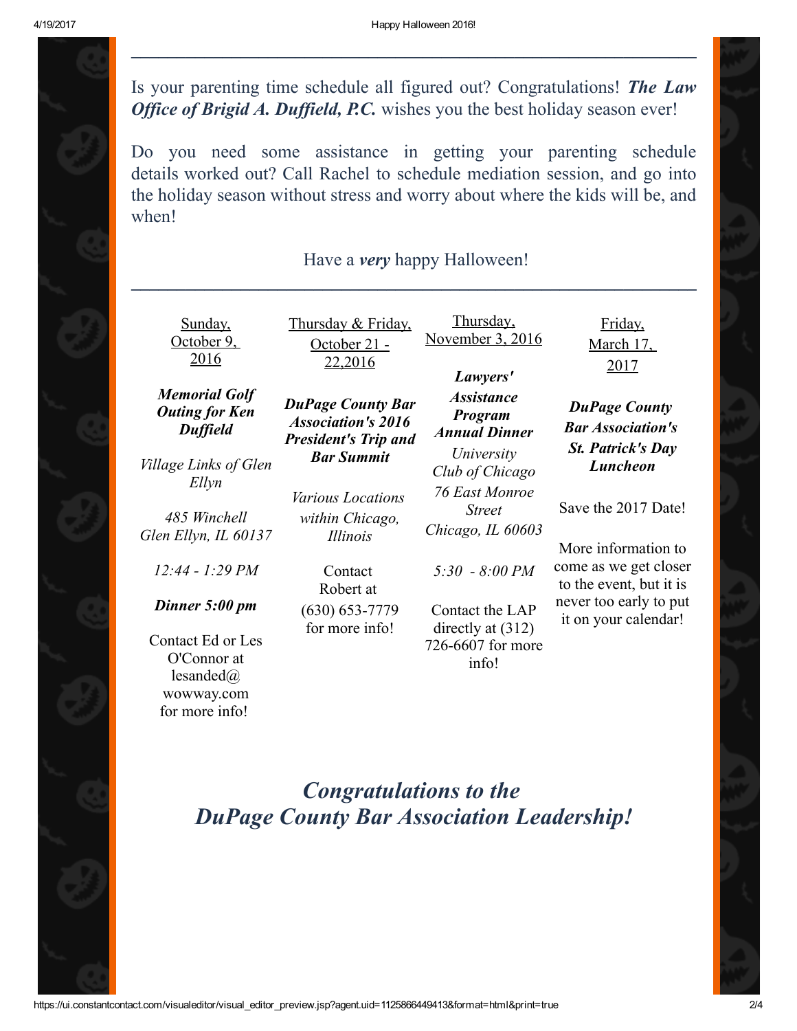Is your parenting time schedule all figured out? Congratulations! ***The Law Office of Brigid A. Duffield, P.C.*** wishes you the best holiday season ever!

Do you need some assistance in getting your parenting schedule details worked out? Call Rachel to schedule mediation session, and go into the holiday season without stress and worry about where the kids will be, and when!

Have a ***very*** happy Halloween!

---

Sunday, October 9, 2016

***Memorial Golf Outing for Ken Duffield***

*Village Links of Glen Ellyn*

*485 Winchell Glen Ellyn, IL 60137*

*12:44 - 1:29 PM*

***Dinner 5:00 pm***

Contact Ed or Les O'Connor at lesanded@wowway.com for more info!

Thursday & Friday, October 21 - 22,2016

***DuPage County Bar Association's 2016 President's Trip and Bar Summit***

*Various Locations within Chicago, Illinois*

Contact Robert at (630) 653-7779 for more info!

Thursday, November 3, 2016

***Lawyers' Assistance Program Annual Dinner***

*University Club of Chicago*

*76 East Monroe Street Chicago, IL 60603*

*5:30 - 8:00 PM*

Contact the LAP directly at (312) 726-6607 for more info!

Friday, March 17, 2017

***DuPage County Bar Association's St. Patrick's Day Luncheon***

Save the 2017 Date!

More information to come as we get closer to the event, but it is never too early to put it on your calendar!

***Congratulations to the DuPage County Bar Association Leadership!***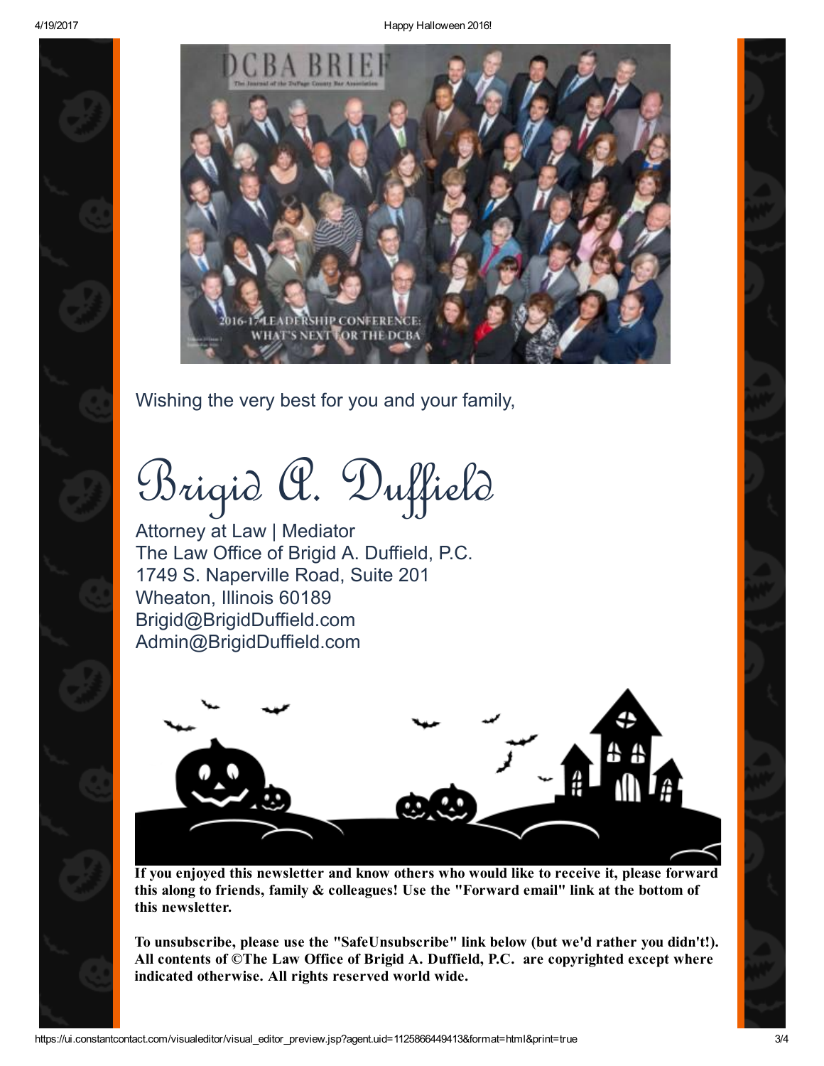Wishing the very best for you and your family,

Brigid A. Duffield

Attorney at Law | Mediator
The Law Office of Brigid A. Duffield, P.C.
1749 S. Naperville Road, Suite 201
Wheaton, Illinois 60189
Brigid@BrigidDuffield.com
Admin@BrigidDuffield.com

**If you enjoyed this newsletter and know others who would like to receive it, please forward this along to friends, family & colleagues! Use the "Forward email" link at the bottom of this newsletter.**

**To unsubscribe, please use the "SafeUnsubscribe" link below (but we'd rather you didn't!). All contents of ©The Law Office of Brigid A. Duffield, P.C. are copyrighted except where indicated otherwise. All rights reserved world wide.**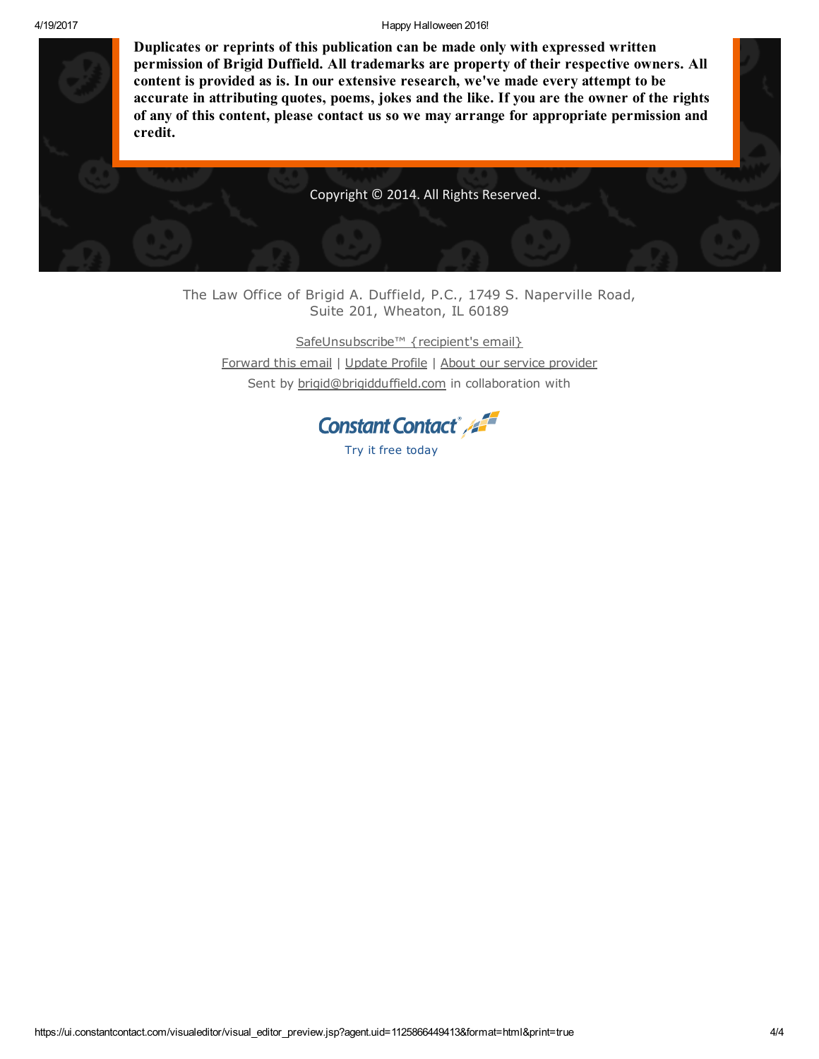**Duplicates or reprints of this publication can be made only with expressed written permission of Brigid Duffield. All trademarks are property of their respective owners. All content is provided as is. In our extensive research, we've made every attempt to be accurate in attributing quotes, poems, jokes and the like. If you are the owner of the rights of any of this content, please contact us so we may arrange for appropriate permission and credit.**

Copyright © 2014. All Rights Reserved.

The Law Office of Brigid A. Duffield, P.C., 1749 S. Naperville Road, Suite 201, Wheaton, IL 60189

SafeUnsubscribe™ {recipient's email}

Forward this email | Update Profile | About our service provider

Sent by brigid@brigidduffield.com in collaboration with

Constant Contact

Try it free today